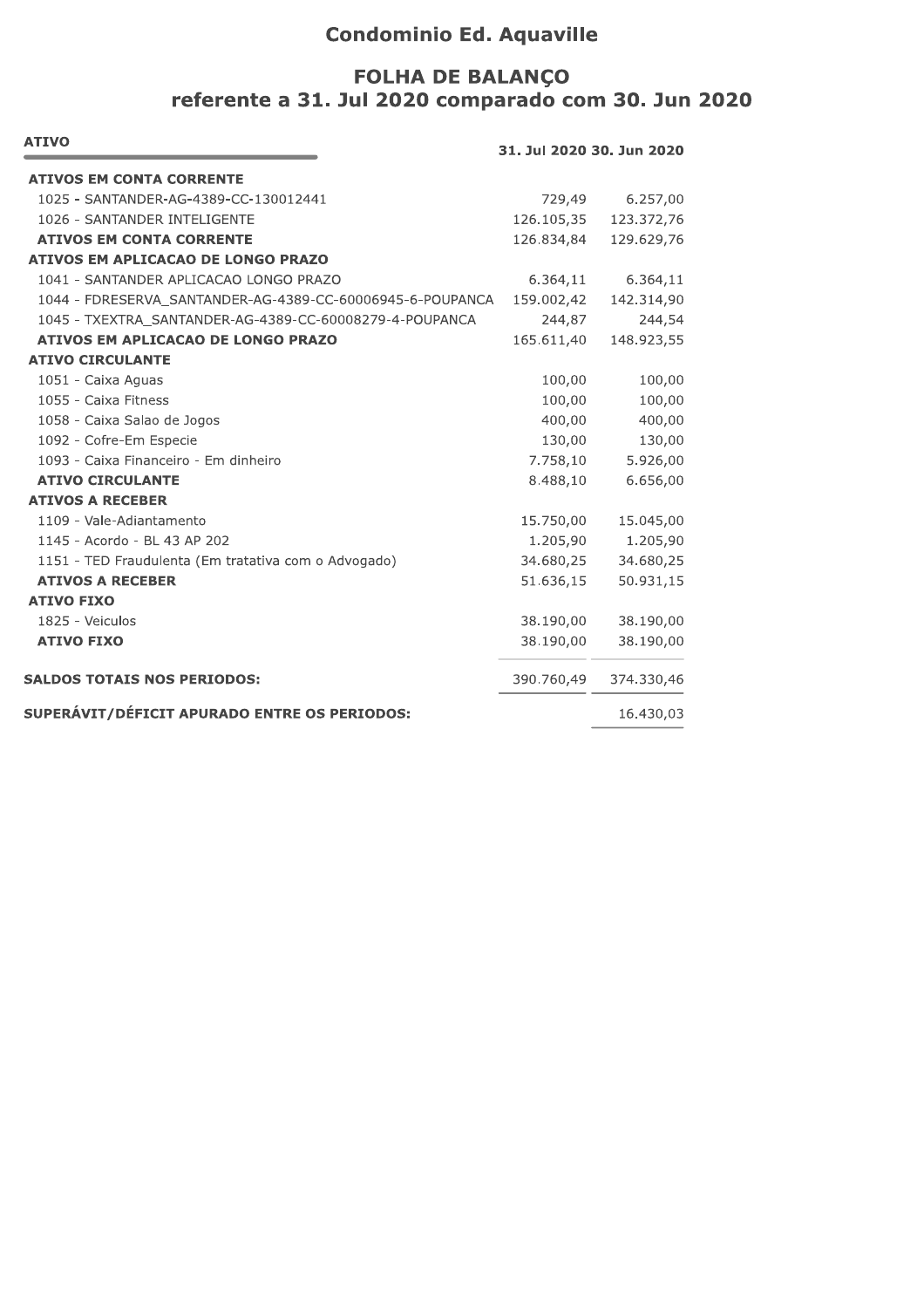# Condominio Ed. Aquaville

## FOLHA DE BALANÇO
## referente a 31. Jul 2020 comparado com 30. Jun 2020

| ATIVO | 31. Jul 2020 | 30. Jun 2020 |
|---|---|---|
| **ATIVOS EM CONTA CORRENTE** | | |
| 1025 - SANTANDER-AG-4389-CC-130012441 | 729,49 | 6.257,00 |
| 1026 - SANTANDER INTELIGENTE | 126.105,35 | 123.372,76 |
| **ATIVOS EM CONTA CORRENTE** | 126.834,84 | 129.629,76 |
| **ATIVOS EM APLICACAO DE LONGO PRAZO** | | |
| 1041 - SANTANDER APLICACAO LONGO PRAZO | 6.364,11 | 6.364,11 |
| 1044 - FDRESERVA_SANTANDER-AG-4389-CC-60006945-6-POUPANCA | 159.002,42 | 142.314,90 |
| 1045 - TXEXTRA_SANTANDER-AG-4389-CC-60008279-4-POUPANCA | 244,87 | 244,54 |
| **ATIVOS EM APLICACAO DE LONGO PRAZO** | 165.611,40 | 148.923,55 |
| **ATIVO CIRCULANTE** | | |
| 1051 - Caixa Aguas | 100,00 | 100,00 |
| 1055 - Caixa Fitness | 100,00 | 100,00 |
| 1058 - Caixa Salao de Jogos | 400,00 | 400,00 |
| 1092 - Cofre-Em Especie | 130,00 | 130,00 |
| 1093 - Caixa Financeiro - Em dinheiro | 7.758,10 | 5.926,00 |
| **ATIVO CIRCULANTE** | 8.488,10 | 6.656,00 |
| **ATIVOS A RECEBER** | | |
| 1109 - Vale-Adiantamento | 15.750,00 | 15.045,00 |
| 1145 - Acordo - BL 43 AP 202 | 1.205,90 | 1.205,90 |
| 1151 - TED Fraudulenta (Em tratativa com o Advogado) | 34.680,25 | 34.680,25 |
| **ATIVOS A RECEBER** | 51.636,15 | 50.931,15 |
| **ATIVO FIXO** | | |
| 1825 - Veiculos | 38.190,00 | 38.190,00 |
| **ATIVO FIXO** | 38.190,00 | 38.190,00 |
| **SALDOS TOTAIS NOS PERIODOS:** | 390.760,49 | 374.330,46 |
| **SUPERÁVIT/DÉFICIT APURADO ENTRE OS PERIODOS:** | | 16.430,03 |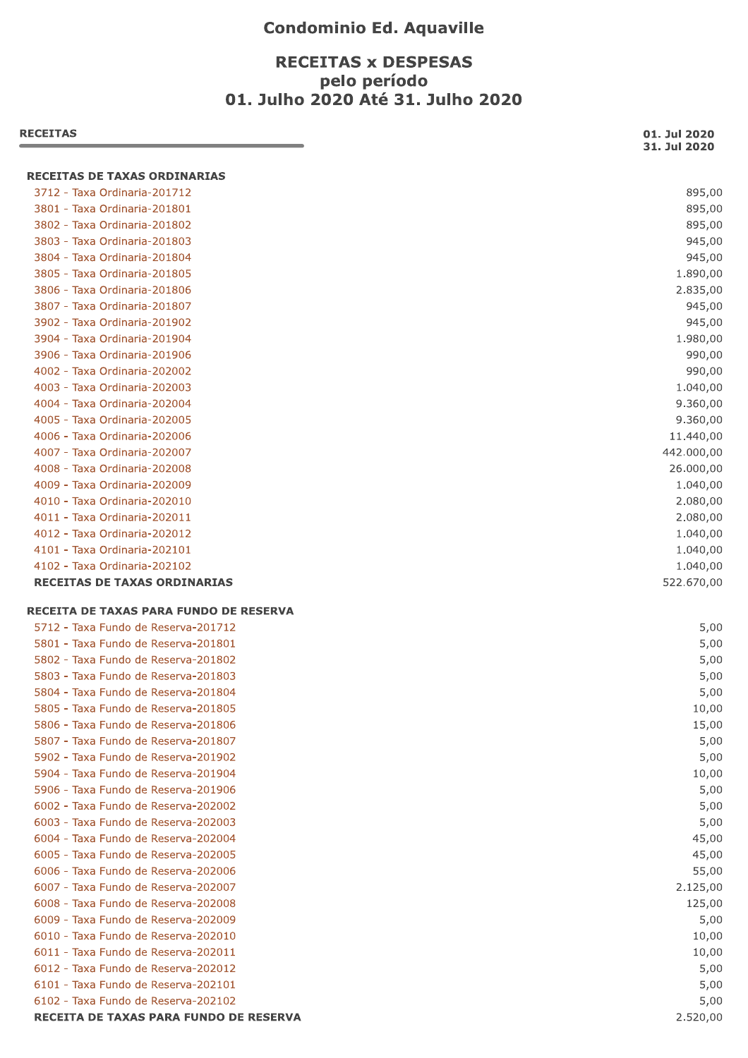# Condominio Ed. Aquaville

## RECEITAS x DESPESAS
## pelo período
## 01. Julho 2020 Até 31. Julho 2020

| RECEITAS | 01. Jul 2020 31. Jul 2020 |
|---|---|
| **RECEITAS DE TAXAS ORDINARIAS** | |
| 3712 - Taxa Ordinaria-201712 | 895,00 |
| 3801 - Taxa Ordinaria-201801 | 895,00 |
| 3802 - Taxa Ordinaria-201802 | 895,00 |
| 3803 - Taxa Ordinaria-201803 | 945,00 |
| 3804 - Taxa Ordinaria-201804 | 945,00 |
| 3805 - Taxa Ordinaria-201805 | 1.890,00 |
| 3806 - Taxa Ordinaria-201806 | 2.835,00 |
| 3807 - Taxa Ordinaria-201807 | 945,00 |
| 3902 - Taxa Ordinaria-201902 | 945,00 |
| 3904 - Taxa Ordinaria-201904 | 1.980,00 |
| 3906 - Taxa Ordinaria-201906 | 990,00 |
| 4002 - Taxa Ordinaria-202002 | 990,00 |
| 4003 - Taxa Ordinaria-202003 | 1.040,00 |
| 4004 - Taxa Ordinaria-202004 | 9.360,00 |
| 4005 - Taxa Ordinaria-202005 | 9.360,00 |
| 4006 - Taxa Ordinaria-202006 | 11.440,00 |
| 4007 - Taxa Ordinaria-202007 | 442.000,00 |
| 4008 - Taxa Ordinaria-202008 | 26.000,00 |
| 4009 - Taxa Ordinaria-202009 | 1.040,00 |
| 4010 - Taxa Ordinaria-202010 | 2.080,00 |
| 4011 - Taxa Ordinaria-202011 | 2.080,00 |
| 4012 - Taxa Ordinaria-202012 | 1.040,00 |
| 4101 - Taxa Ordinaria-202101 | 1.040,00 |
| 4102 - Taxa Ordinaria-202102 | 1.040,00 |
| **RECEITAS DE TAXAS ORDINARIAS** | 522.670,00 |
| **RECEITA DE TAXAS PARA FUNDO DE RESERVA** | |
| 5712 - Taxa Fundo de Reserva-201712 | 5,00 |
| 5801 - Taxa Fundo de Reserva-201801 | 5,00 |
| 5802 - Taxa Fundo de Reserva-201802 | 5,00 |
| 5803 - Taxa Fundo de Reserva-201803 | 5,00 |
| 5804 - Taxa Fundo de Reserva-201804 | 5,00 |
| 5805 - Taxa Fundo de Reserva-201805 | 10,00 |
| 5806 - Taxa Fundo de Reserva-201806 | 15,00 |
| 5807 - Taxa Fundo de Reserva-201807 | 5,00 |
| 5902 - Taxa Fundo de Reserva-201902 | 5,00 |
| 5904 - Taxa Fundo de Reserva-201904 | 10,00 |
| 5906 - Taxa Fundo de Reserva-201906 | 5,00 |
| 6002 - Taxa Fundo de Reserva-202002 | 5,00 |
| 6003 - Taxa Fundo de Reserva-202003 | 5,00 |
| 6004 - Taxa Fundo de Reserva-202004 | 45,00 |
| 6005 - Taxa Fundo de Reserva-202005 | 45,00 |
| 6006 - Taxa Fundo de Reserva-202006 | 55,00 |
| 6007 - Taxa Fundo de Reserva-202007 | 2.125,00 |
| 6008 - Taxa Fundo de Reserva-202008 | 125,00 |
| 6009 - Taxa Fundo de Reserva-202009 | 5,00 |
| 6010 - Taxa Fundo de Reserva-202010 | 10,00 |
| 6011 - Taxa Fundo de Reserva-202011 | 10,00 |
| 6012 - Taxa Fundo de Reserva-202012 | 5,00 |
| 6101 - Taxa Fundo de Reserva-202101 | 5,00 |
| 6102 - Taxa Fundo de Reserva-202102 | 5,00 |
| **RECEITA DE TAXAS PARA FUNDO DE RESERVA** | 2.520,00 |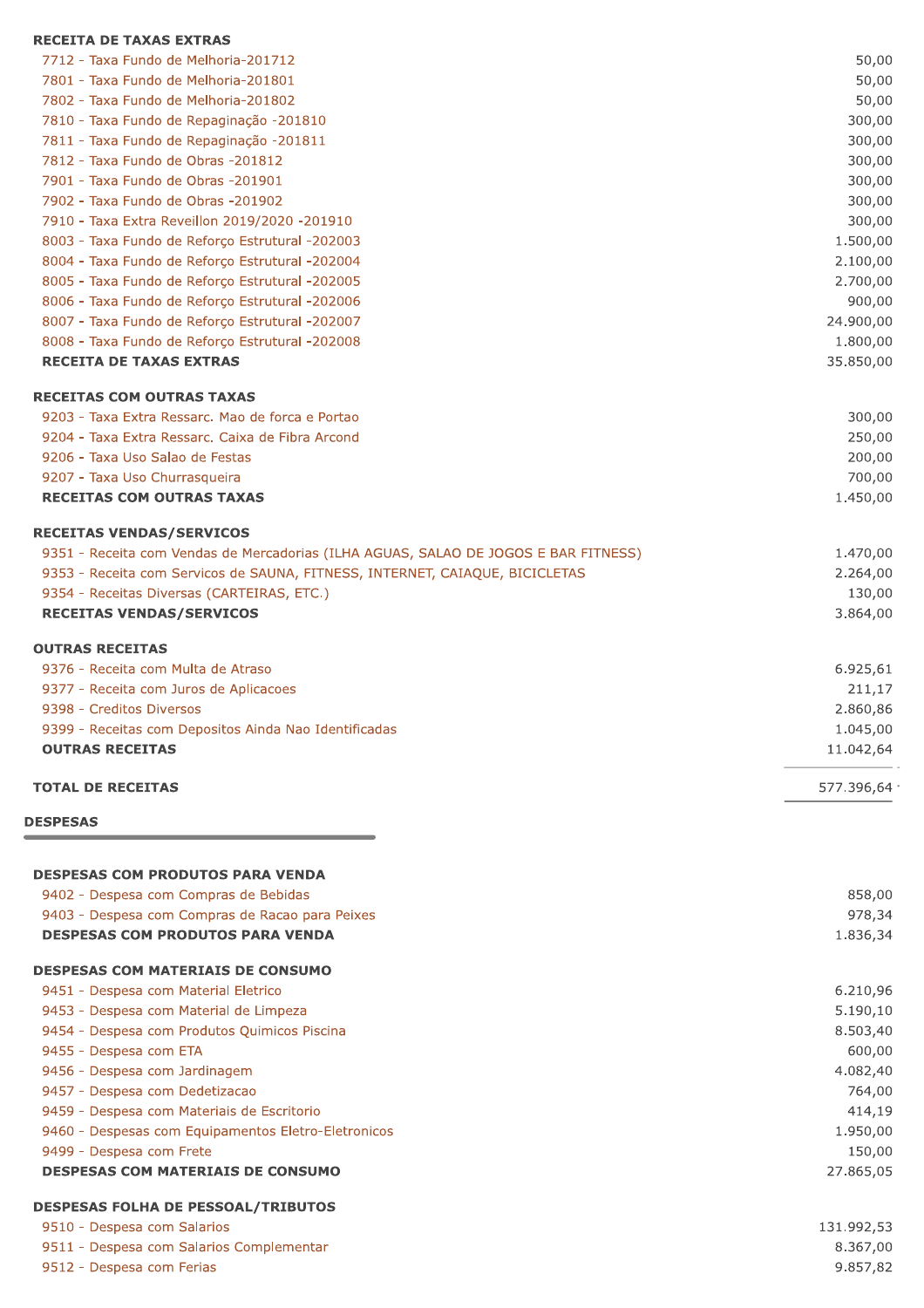| | |
|---|---:|
| **RECEITA DE TAXAS EXTRAS** | |
| 7712 - Taxa Fundo de Melhoria-201712 | 50,00 |
| 7801 - Taxa Fundo de Melhoria-201801 | 50,00 |
| 7802 - Taxa Fundo de Melhoria-201802 | 50,00 |
| 7810 - Taxa Fundo de Repaginação -201810 | 300,00 |
| 7811 - Taxa Fundo de Repaginação -201811 | 300,00 |
| 7812 - Taxa Fundo de Obras -201812 | 300,00 |
| 7901 - Taxa Fundo de Obras -201901 | 300,00 |
| 7902 - Taxa Fundo de Obras -201902 | 300,00 |
| 7910 - Taxa Extra Reveillon 2019/2020 -201910 | 300,00 |
| 8003 - Taxa Fundo de Reforço Estrutural -202003 | 1.500,00 |
| 8004 - Taxa Fundo de Reforço Estrutural -202004 | 2.100,00 |
| 8005 - Taxa Fundo de Reforço Estrutural -202005 | 2.700,00 |
| 8006 - Taxa Fundo de Reforço Estrutural -202006 | 900,00 |
| 8007 - Taxa Fundo de Reforço Estrutural -202007 | 24.900,00 |
| 8008 - Taxa Fundo de Reforço Estrutural -202008 | 1.800,00 |
| **RECEITA DE TAXAS EXTRAS** | 35.850,00 |
| **RECEITAS COM OUTRAS TAXAS** | |
| 9203 - Taxa Extra Ressarc. Mao de forca e Portao | 300,00 |
| 9204 - Taxa Extra Ressarc. Caixa de Fibra Arcond | 250,00 |
| 9206 - Taxa Uso Salao de Festas | 200,00 |
| 9207 - Taxa Uso Churrasqueira | 700,00 |
| **RECEITAS COM OUTRAS TAXAS** | 1.450,00 |
| **RECEITAS VENDAS/SERVICOS** | |
| 9351 - Receita com Vendas de Mercadorias (ILHA AGUAS, SALAO DE JOGOS E BAR FITNESS) | 1.470,00 |
| 9353 - Receita com Servicos de SAUNA, FITNESS, INTERNET, CAIAQUE, BICICLETAS | 2.264,00 |
| 9354 - Receitas Diversas (CARTEIRAS, ETC.) | 130,00 |
| **RECEITAS VENDAS/SERVICOS** | 3.864,00 |
| **OUTRAS RECEITAS** | |
| 9376 - Receita com Multa de Atraso | 6.925,61 |
| 9377 - Receita com Juros de Aplicacoes | 211,17 |
| 9398 - Creditos Diversos | 2.860,86 |
| 9399 - Receitas com Depositos Ainda Nao Identificadas | 1.045,00 |
| **OUTRAS RECEITAS** | 11.042,64 |
| **TOTAL DE RECEITAS** | 577.396,64 |

## DESPESAS

| | |
|---|---:|
| **DESPESAS COM PRODUTOS PARA VENDA** | |
| 9402 - Despesa com Compras de Bebidas | 858,00 |
| 9403 - Despesa com Compras de Racao para Peixes | 978,34 |
| **DESPESAS COM PRODUTOS PARA VENDA** | 1.836,34 |
| **DESPESAS COM MATERIAIS DE CONSUMO** | |
| 9451 - Despesa com Material Eletrico | 6.210,96 |
| 9453 - Despesa com Material de Limpeza | 5.190,10 |
| 9454 - Despesa com Produtos Quimicos Piscina | 8.503,40 |
| 9455 - Despesa com ETA | 600,00 |
| 9456 - Despesa com Jardinagem | 4.082,40 |
| 9457 - Despesa com Dedetizacao | 764,00 |
| 9459 - Despesa com Materiais de Escritorio | 414,19 |
| 9460 - Despesas com Equipamentos Eletro-Eletronicos | 1.950,00 |
| 9499 - Despesa com Frete | 150,00 |
| **DESPESAS COM MATERIAIS DE CONSUMO** | 27.865,05 |
| **DESPESAS FOLHA DE PESSOAL/TRIBUTOS** | |
| 9510 - Despesa com Salarios | 131.992,53 |
| 9511 - Despesa com Salarios Complementar | 8.367,00 |
| 9512 - Despesa com Ferias | 9.857,82 |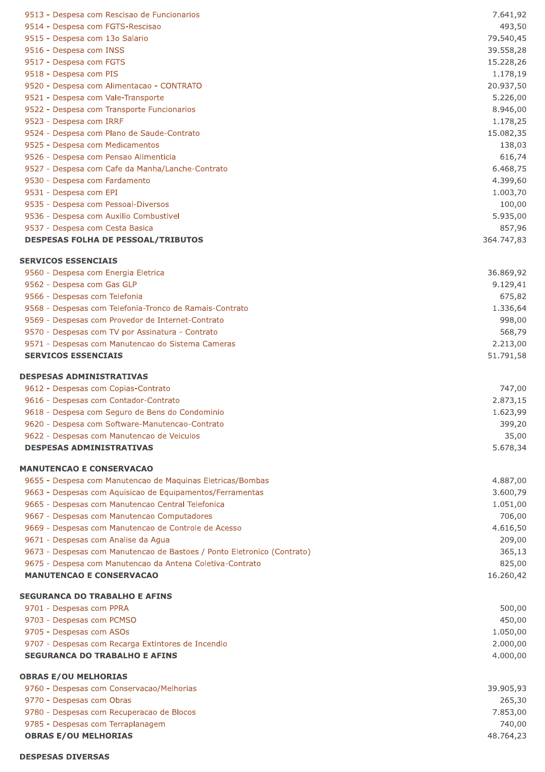| | |
|---|---:|
| 9513 - Despesa com Rescisao de Funcionarios | 7.641,92 |
| 9514 - Despesa com FGTS-Rescisao | 493,50 |
| 9515 - Despesa com 13o Salario | 79.540,45 |
| 9516 - Despesa com INSS | 39.558,28 |
| 9517 - Despesa com FGTS | 15.228,26 |
| 9518 - Despesa com PIS | 1.178,19 |
| 9520 - Despesa com Alimentacao - CONTRATO | 20.937,50 |
| 9521 - Despesa com Vale-Transporte | 5.226,00 |
| 9522 - Despesa com Transporte Funcionarios | 8.946,00 |
| 9523 - Despesa com IRRF | 1.178,25 |
| 9524 - Despesa com Plano de Saude-Contrato | 15.082,35 |
| 9525 - Despesa com Medicamentos | 138,03 |
| 9526 - Despesa com Pensao Alimenticia | 616,74 |
| 9527 - Despesa com Cafe da Manha/Lanche-Contrato | 6.468,75 |
| 9530 - Despesa com Fardamento | 4.399,60 |
| 9531 - Despesa com EPI | 1.003,70 |
| 9535 - Despesa com Pessoal-Diversos | 100,00 |
| 9536 - Despesa com Auxilio Combustivel | 5.935,00 |
| 9537 - Despesa com Cesta Basica | 857,96 |
| **DESPESAS FOLHA DE PESSOAL/TRIBUTOS** | **364.747,83** |

**SERVICOS ESSENCIAIS**

| | |
|---|---:|
| 9560 - Despesa com Energia Eletrica | 36.869,92 |
| 9562 - Despesa com Gas GLP | 9.129,41 |
| 9566 - Despesas com Telefonia | 675,82 |
| 9568 - Despesas com Telefonia-Tronco de Ramais-Contrato | 1.336,64 |
| 9569 - Despesas com Provedor de Internet-Contrato | 998,00 |
| 9570 - Despesas com TV por Assinatura - Contrato | 568,79 |
| 9571 - Despesas com Manutencao do Sistema Cameras | 2.213,00 |
| **SERVICOS ESSENCIAIS** | **51.791,58** |

**DESPESAS ADMINISTRATIVAS**

| | |
|---|---:|
| 9612 - Despesas com Copias-Contrato | 747,00 |
| 9616 - Despesas com Contador-Contrato | 2.873,15 |
| 9618 - Despesa com Seguro de Bens do Condominio | 1.623,99 |
| 9620 - Despesa com Software-Manutencao-Contrato | 399,20 |
| 9622 - Despesas com Manutencao de Veiculos | 35,00 |
| **DESPESAS ADMINISTRATIVAS** | **5.678,34** |

**MANUTENCAO E CONSERVACAO**

| | |
|---|---:|
| 9655 - Despesa com Manutencao de Maquinas Eletricas/Bombas | 4.887,00 |
| 9663 - Despesas com Aquisicao de Equipamentos/Ferramentas | 3.600,79 |
| 9665 - Despesas com Manutencao Central Telefonica | 1.051,00 |
| 9667 - Despesas com Manutencao Computadores | 706,00 |
| 9669 - Despesas com Manutencao de Controle de Acesso | 4.616,50 |
| 9671 - Despesas com Analise da Agua | 209,00 |
| 9673 - Despesas com Manutencao de Bastoes / Ponto Eletronico (Contrato) | 365,13 |
| 9675 - Despesa com Manutencao da Antena Coletiva-Contrato | 825,00 |
| **MANUTENCAO E CONSERVACAO** | **16.260,42** |

**SEGURANCA DO TRABALHO E AFINS**

| | |
|---|---:|
| 9701 - Despesas com PPRA | 500,00 |
| 9703 - Despesas com PCMSO | 450,00 |
| 9705 - Despesas com ASOs | 1.050,00 |
| 9707 - Despesas com Recarga Extintores de Incendio | 2.000,00 |
| **SEGURANCA DO TRABALHO E AFINS** | **4.000,00** |

**OBRAS E/OU MELHORIAS**

| | |
|---|---:|
| 9760 - Despesas com Conservacao/Melhorias | 39.905,93 |
| 9770 - Despesas com Obras | 265,30 |
| 9780 - Despesas com Recuperacao de Blocos | 7.853,00 |
| 9785 - Despesas com Terraplanagem | 740,00 |
| **OBRAS E/OU MELHORIAS** | **48.764,23** |

**DESPESAS DIVERSAS**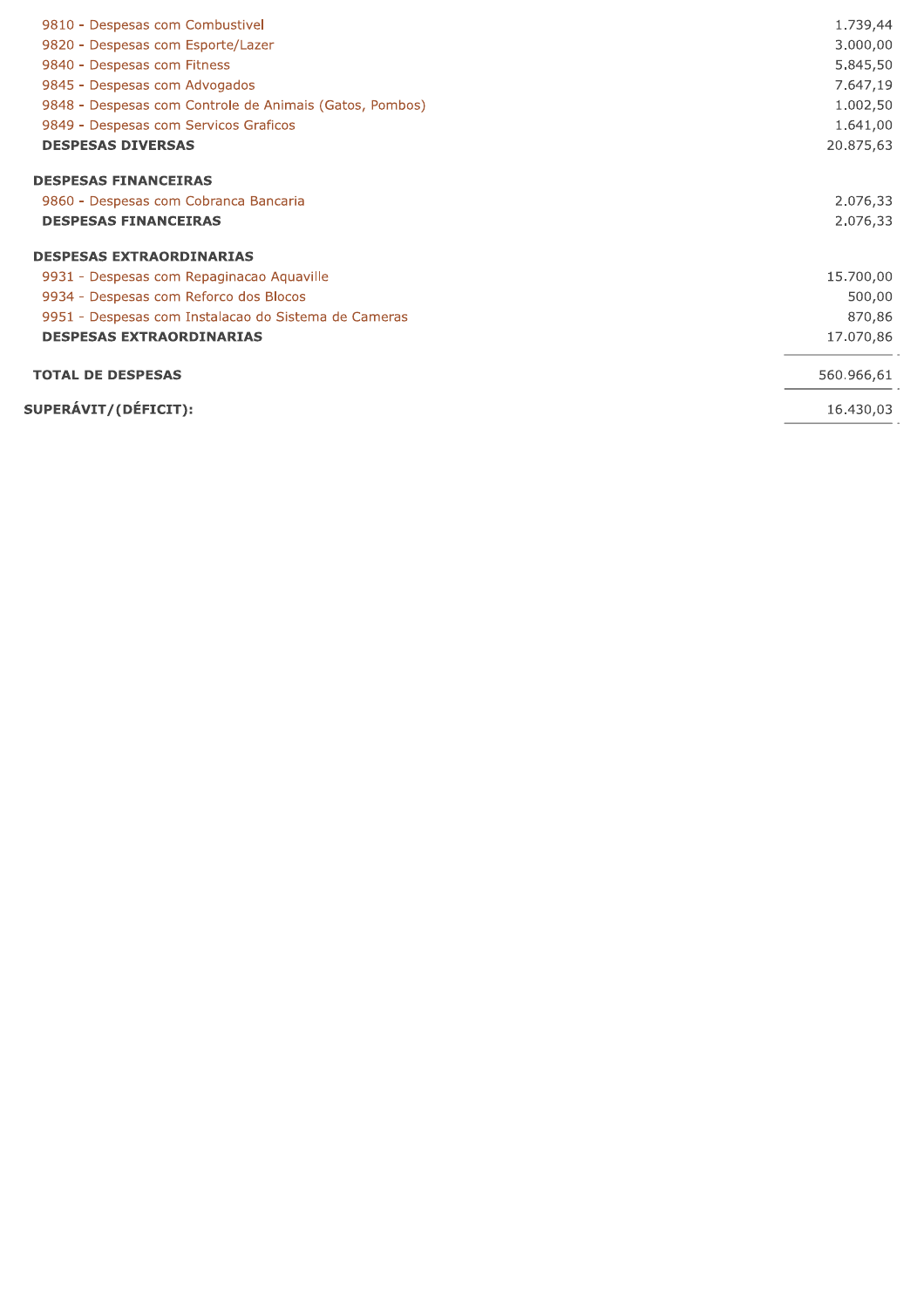| | |
|---|---:|
| 9810 - Despesas com Combustivel | 1.739,44 |
| 9820 - Despesas com Esporte/Lazer | 3.000,00 |
| 9840 - Despesas com Fitness | 5.845,50 |
| 9845 - Despesas com Advogados | 7.647,19 |
| 9848 - Despesas com Controle de Animais (Gatos, Pombos) | 1.002,50 |
| 9849 - Despesas com Servicos Graficos | 1.641,00 |
| **DESPESAS DIVERSAS** | 20.875,63 |
| | |
| **DESPESAS FINANCEIRAS** | |
| 9860 - Despesas com Cobranca Bancaria | 2.076,33 |
| **DESPESAS FINANCEIRAS** | 2.076,33 |
| | |
| **DESPESAS EXTRAORDINARIAS** | |
| 9931 - Despesas com Repaginacao Aquaville | 15.700,00 |
| 9934 - Despesas com Reforco dos Blocos | 500,00 |
| 9951 - Despesas com Instalacao do Sistema de Cameras | 870,86 |
| **DESPESAS EXTRAORDINARIAS** | 17.070,86 |
| | |
| **TOTAL DE DESPESAS** | 560.966,61 |
| | |
| **SUPERÁVIT/(DÉFICIT):** | 16.430,03 |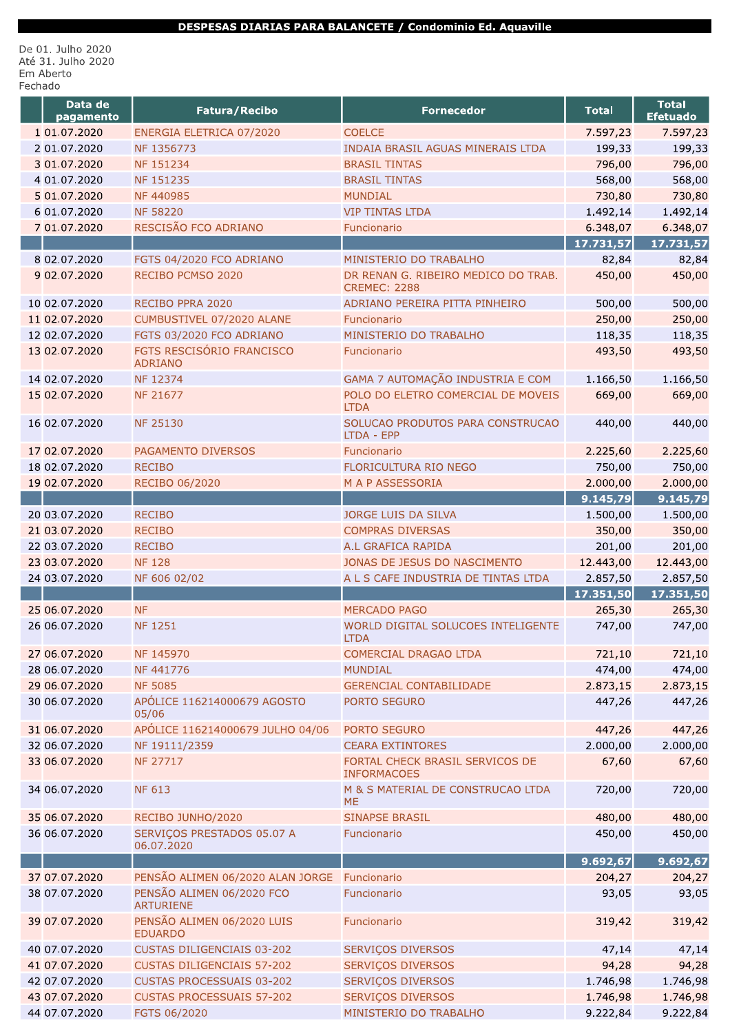**DESPESAS DIARIAS PARA BALANCETE / Condominio Ed. Aquaville**

De 01. Julho 2020
Até 31. Julho 2020
Em Aberto
Fechado

| | Data de pagamento | Fatura/Recibo | Fornecedor | Total | Total Efetuado |
|---|---|---|---|---|---|
| 1 | 01.07.2020 | ENERGIA ELETRICA 07/2020 | COELCE | 7.597,23 | 7.597,23 |
| 2 | 01.07.2020 | NF 1356773 | INDAIA BRASIL AGUAS MINERAIS LTDA | 199,33 | 199,33 |
| 3 | 01.07.2020 | NF 151234 | BRASIL TINTAS | 796,00 | 796,00 |
| 4 | 01.07.2020 | NF 151235 | BRASIL TINTAS | 568,00 | 568,00 |
| 5 | 01.07.2020 | NF 440985 | MUNDIAL | 730,80 | 730,80 |
| 6 | 01.07.2020 | NF 58220 | VIP TINTAS LTDA | 1.492,14 | 1.492,14 |
| 7 | 01.07.2020 | RESCISÃO FCO ADRIANO | Funcionario | 6.348,07 | 6.348,07 |
| | | | | **17.731,57** | **17.731,57** |
| 8 | 02.07.2020 | FGTS 04/2020 FCO ADRIANO | MINISTERIO DO TRABALHO | 82,84 | 82,84 |
| 9 | 02.07.2020 | RECIBO PCMSO 2020 | DR RENAN G. RIBEIRO MEDICO DO TRAB. CREMEC: 2288 | 450,00 | 450,00 |
| 10 | 02.07.2020 | RECIBO PPRA 2020 | ADRIANO PEREIRA PITTA PINHEIRO | 500,00 | 500,00 |
| 11 | 02.07.2020 | CUMBUSTIVEL 07/2020 ALANE | Funcionario | 250,00 | 250,00 |
| 12 | 02.07.2020 | FGTS 03/2020 FCO ADRIANO | MINISTERIO DO TRABALHO | 118,35 | 118,35 |
| 13 | 02.07.2020 | FGTS RESCISÓRIO FRANCISCO ADRIANO | Funcionario | 493,50 | 493,50 |
| 14 | 02.07.2020 | NF 12374 | GAMA 7 AUTOMAÇÃO INDUSTRIA E COM | 1.166,50 | 1.166,50 |
| 15 | 02.07.2020 | NF 21677 | POLO DO ELETRO COMERCIAL DE MOVEIS LTDA | 669,00 | 669,00 |
| 16 | 02.07.2020 | NF 25130 | SOLUCAO PRODUTOS PARA CONSTRUCAO LTDA - EPP | 440,00 | 440,00 |
| 17 | 02.07.2020 | PAGAMENTO DIVERSOS | Funcionario | 2.225,60 | 2.225,60 |
| 18 | 02.07.2020 | RECIBO | FLORICULTURA RIO NEGO | 750,00 | 750,00 |
| 19 | 02.07.2020 | RECIBO 06/2020 | M A P ASSESSORIA | 2.000,00 | 2.000,00 |
| | | | | **9.145,79** | **9.145,79** |
| 20 | 03.07.2020 | RECIBO | JORGE LUIS DA SILVA | 1.500,00 | 1.500,00 |
| 21 | 03.07.2020 | RECIBO | COMPRAS DIVERSAS | 350,00 | 350,00 |
| 22 | 03.07.2020 | RECIBO | A.L GRAFICA RAPIDA | 201,00 | 201,00 |
| 23 | 03.07.2020 | NF 128 | JONAS DE JESUS DO NASCIMENTO | 12.443,00 | 12.443,00 |
| 24 | 03.07.2020 | NF 606 02/02 | A L S CAFE INDUSTRIA DE TINTAS LTDA | 2.857,50 | 2.857,50 |
| | | | | **17.351,50** | **17.351,50** |
| 25 | 06.07.2020 | NF | MERCADO PAGO | 265,30 | 265,30 |
| 26 | 06.07.2020 | NF 1251 | WORLD DIGITAL SOLUCOES INTELIGENTE LTDA | 747,00 | 747,00 |
| 27 | 06.07.2020 | NF 145970 | COMERCIAL DRAGAO LTDA | 721,10 | 721,10 |
| 28 | 06.07.2020 | NF 441776 | MUNDIAL | 474,00 | 474,00 |
| 29 | 06.07.2020 | NF 5085 | GERENCIAL CONTABILIDADE | 2.873,15 | 2.873,15 |
| 30 | 06.07.2020 | APÓLICE 116214000679 AGOSTO 05/06 | PORTO SEGURO | 447,26 | 447,26 |
| 31 | 06.07.2020 | APÓLICE 116214000679 JULHO 04/06 | PORTO SEGURO | 447,26 | 447,26 |
| 32 | 06.07.2020 | NF 19111/2359 | CEARA EXTINTORES | 2.000,00 | 2.000,00 |
| 33 | 06.07.2020 | NF 27717 | FORTAL CHECK BRASIL SERVICOS DE INFORMACOES | 67,60 | 67,60 |
| 34 | 06.07.2020 | NF 613 | M & S MATERIAL DE CONSTRUCAO LTDA ME | 720,00 | 720,00 |
| 35 | 06.07.2020 | RECIBO JUNHO/2020 | SINAPSE BRASIL | 480,00 | 480,00 |
| 36 | 06.07.2020 | SERVIÇOS PRESTADOS 05.07 A 06.07.2020 | Funcionario | 450,00 | 450,00 |
| | | | | **9.692,67** | **9.692,67** |
| 37 | 07.07.2020 | PENSÃO ALIMEN 06/2020 ALAN JORGE | Funcionario | 204,27 | 204,27 |
| 38 | 07.07.2020 | PENSÃO ALIMEN 06/2020 FCO ARTURIENE | Funcionario | 93,05 | 93,05 |
| 39 | 07.07.2020 | PENSÃO ALIMEN 06/2020 LUIS EDUARDO | Funcionario | 319,42 | 319,42 |
| 40 | 07.07.2020 | CUSTAS DILIGENCIAIS 03-202 | SERVIÇOS DIVERSOS | 47,14 | 47,14 |
| 41 | 07.07.2020 | CUSTAS DILIGENCIAIS 57-202 | SERVIÇOS DIVERSOS | 94,28 | 94,28 |
| 42 | 07.07.2020 | CUSTAS PROCESSUAIS 03-202 | SERVIÇOS DIVERSOS | 1.746,98 | 1.746,98 |
| 43 | 07.07.2020 | CUSTAS PROCESSUAIS 57-202 | SERVIÇOS DIVERSOS | 1.746,98 | 1.746,98 |
| 44 | 07.07.2020 | FGTS 06/2020 | MINISTERIO DO TRABALHO | 9.222,84 | 9.222,84 |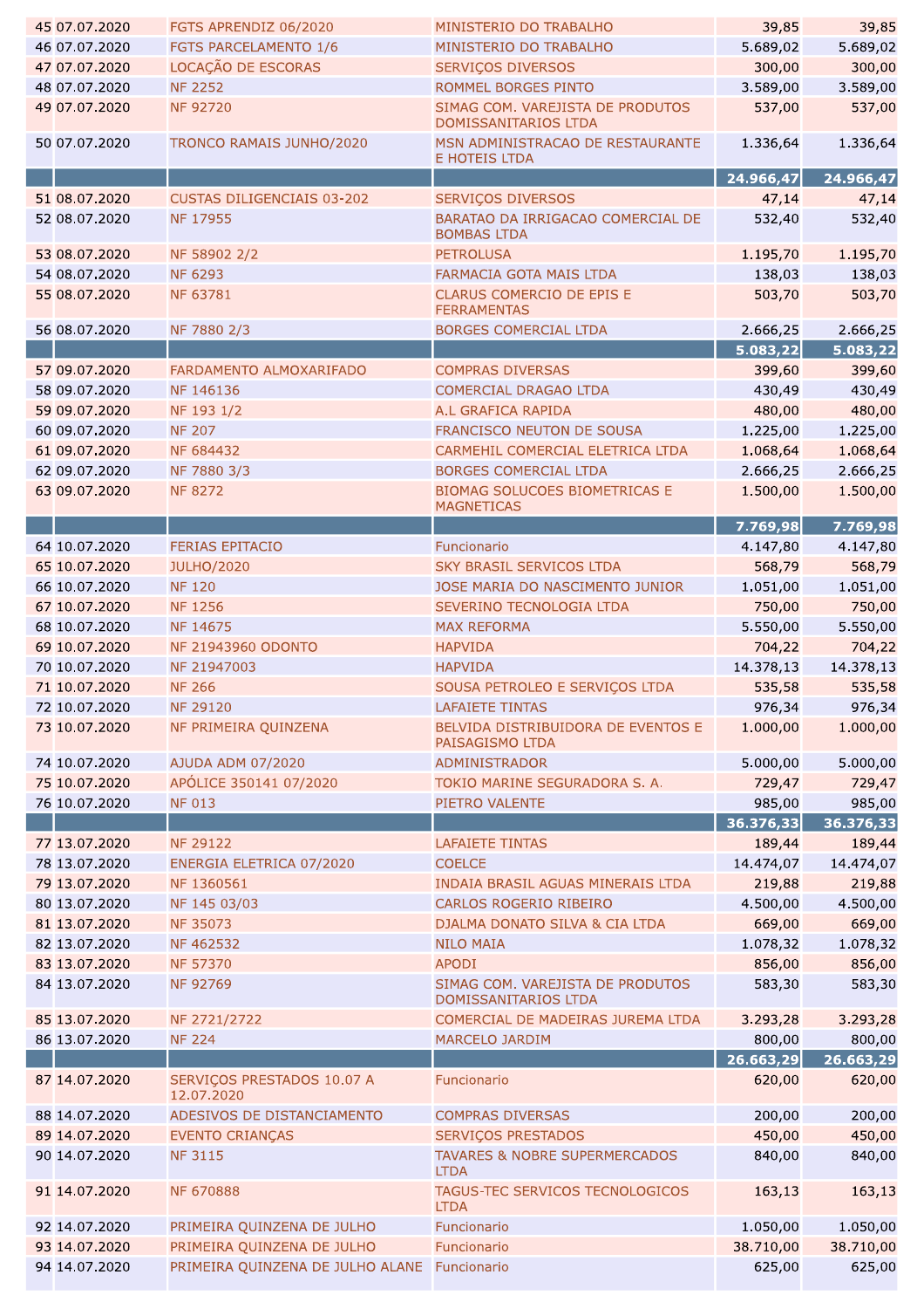| | | | | | |
|---|---|---|---|---|---|
| 45 | 07.07.2020 | FGTS APRENDIZ 06/2020 | MINISTERIO DO TRABALHO | 39,85 | 39,85 |
| 46 | 07.07.2020 | FGTS PARCELAMENTO 1/6 | MINISTERIO DO TRABALHO | 5.689,02 | 5.689,02 |
| 47 | 07.07.2020 | LOCAÇÃO DE ESCORAS | SERVIÇOS DIVERSOS | 300,00 | 300,00 |
| 48 | 07.07.2020 | NF 2252 | ROMMEL BORGES PINTO | 3.589,00 | 3.589,00 |
| 49 | 07.07.2020 | NF 92720 | SIMAG COM. VAREJISTA DE PRODUTOS DOMISSANITARIOS LTDA | 537,00 | 537,00 |
| 50 | 07.07.2020 | TRONCO RAMAIS JUNHO/2020 | MSN ADMINISTRACAO DE RESTAURANTE E HOTEIS LTDA | 1.336,64 | 1.336,64 |
| | | | | **24.966,47** | **24.966,47** |
| 51 | 08.07.2020 | CUSTAS DILIGENCIAIS 03-202 | SERVIÇOS DIVERSOS | 47,14 | 47,14 |
| 52 | 08.07.2020 | NF 17955 | BARATAO DA IRRIGACAO COMERCIAL DE BOMBAS LTDA | 532,40 | 532,40 |
| 53 | 08.07.2020 | NF 58902 2/2 | PETROLUSA | 1.195,70 | 1.195,70 |
| 54 | 08.07.2020 | NF 6293 | FARMACIA GOTA MAIS LTDA | 138,03 | 138,03 |
| 55 | 08.07.2020 | NF 63781 | CLARUS COMERCIO DE EPIS E FERRAMENTAS | 503,70 | 503,70 |
| 56 | 08.07.2020 | NF 7880 2/3 | BORGES COMERCIAL LTDA | 2.666,25 | 2.666,25 |
| | | | | **5.083,22** | **5.083,22** |
| 57 | 09.07.2020 | FARDAMENTO ALMOXARIFADO | COMPRAS DIVERSAS | 399,60 | 399,60 |
| 58 | 09.07.2020 | NF 146136 | COMERCIAL DRAGAO LTDA | 430,49 | 430,49 |
| 59 | 09.07.2020 | NF 193 1/2 | A.L GRAFICA RAPIDA | 480,00 | 480,00 |
| 60 | 09.07.2020 | NF 207 | FRANCISCO NEUTON DE SOUSA | 1.225,00 | 1.225,00 |
| 61 | 09.07.2020 | NF 684432 | CARMEHIL COMERCIAL ELETRICA LTDA | 1.068,64 | 1.068,64 |
| 62 | 09.07.2020 | NF 7880 3/3 | BORGES COMERCIAL LTDA | 2.666,25 | 2.666,25 |
| 63 | 09.07.2020 | NF 8272 | BIOMAG SOLUCOES BIOMETRICAS E MAGNETICAS | 1.500,00 | 1.500,00 |
| | | | | **7.769,98** | **7.769,98** |
| 64 | 10.07.2020 | FERIAS EPITACIO | Funcionario | 4.147,80 | 4.147,80 |
| 65 | 10.07.2020 | JULHO/2020 | SKY BRASIL SERVICOS LTDA | 568,79 | 568,79 |
| 66 | 10.07.2020 | NF 120 | JOSE MARIA DO NASCIMENTO JUNIOR | 1.051,00 | 1.051,00 |
| 67 | 10.07.2020 | NF 1256 | SEVERINO TECNOLOGIA LTDA | 750,00 | 750,00 |
| 68 | 10.07.2020 | NF 14675 | MAX REFORMA | 5.550,00 | 5.550,00 |
| 69 | 10.07.2020 | NF 21943960 ODONTO | HAPVIDA | 704,22 | 704,22 |
| 70 | 10.07.2020 | NF 21947003 | HAPVIDA | 14.378,13 | 14.378,13 |
| 71 | 10.07.2020 | NF 266 | SOUSA PETROLEO E SERVIÇOS LTDA | 535,58 | 535,58 |
| 72 | 10.07.2020 | NF 29120 | LAFAIETE TINTAS | 976,34 | 976,34 |
| 73 | 10.07.2020 | NF PRIMEIRA QUINZENA | BELVIDA DISTRIBUIDORA DE EVENTOS E PAISAGISMO LTDA | 1.000,00 | 1.000,00 |
| 74 | 10.07.2020 | AJUDA ADM 07/2020 | ADMINISTRADOR | 5.000,00 | 5.000,00 |
| 75 | 10.07.2020 | APÓLICE 350141 07/2020 | TOKIO MARINE SEGURADORA S. A. | 729,47 | 729,47 |
| 76 | 10.07.2020 | NF 013 | PIETRO VALENTE | 985,00 | 985,00 |
| | | | | **36.376,33** | **36.376,33** |
| 77 | 13.07.2020 | NF 29122 | LAFAIETE TINTAS | 189,44 | 189,44 |
| 78 | 13.07.2020 | ENERGIA ELETRICA 07/2020 | COELCE | 14.474,07 | 14.474,07 |
| 79 | 13.07.2020 | NF 1360561 | INDAIA BRASIL AGUAS MINERAIS LTDA | 219,88 | 219,88 |
| 80 | 13.07.2020 | NF 145 03/03 | CARLOS ROGERIO RIBEIRO | 4.500,00 | 4.500,00 |
| 81 | 13.07.2020 | NF 35073 | DJALMA DONATO SILVA & CIA LTDA | 669,00 | 669,00 |
| 82 | 13.07.2020 | NF 462532 | NILO MAIA | 1.078,32 | 1.078,32 |
| 83 | 13.07.2020 | NF 57370 | APODI | 856,00 | 856,00 |
| 84 | 13.07.2020 | NF 92769 | SIMAG COM. VAREJISTA DE PRODUTOS DOMISSANITARIOS LTDA | 583,30 | 583,30 |
| 85 | 13.07.2020 | NF 2721/2722 | COMERCIAL DE MADEIRAS JUREMA LTDA | 3.293,28 | 3.293,28 |
| 86 | 13.07.2020 | NF 224 | MARCELO JARDIM | 800,00 | 800,00 |
| | | | | **26.663,29** | **26.663,29** |
| 87 | 14.07.2020 | SERVIÇOS PRESTADOS 10.07 A 12.07.2020 | Funcionario | 620,00 | 620,00 |
| 88 | 14.07.2020 | ADESIVOS DE DISTANCIAMENTO | COMPRAS DIVERSAS | 200,00 | 200,00 |
| 89 | 14.07.2020 | EVENTO CRIANÇAS | SERVIÇOS PRESTADOS | 450,00 | 450,00 |
| 90 | 14.07.2020 | NF 3115 | TAVARES & NOBRE SUPERMERCADOS LTDA | 840,00 | 840,00 |
| 91 | 14.07.2020 | NF 670888 | TAGUS-TEC SERVICOS TECNOLOGICOS LTDA | 163,13 | 163,13 |
| 92 | 14.07.2020 | PRIMEIRA QUINZENA DE JULHO | Funcionario | 1.050,00 | 1.050,00 |
| 93 | 14.07.2020 | PRIMEIRA QUINZENA DE JULHO | Funcionario | 38.710,00 | 38.710,00 |
| 94 | 14.07.2020 | PRIMEIRA QUINZENA DE JULHO ALANE | Funcionario | 625,00 | 625,00 |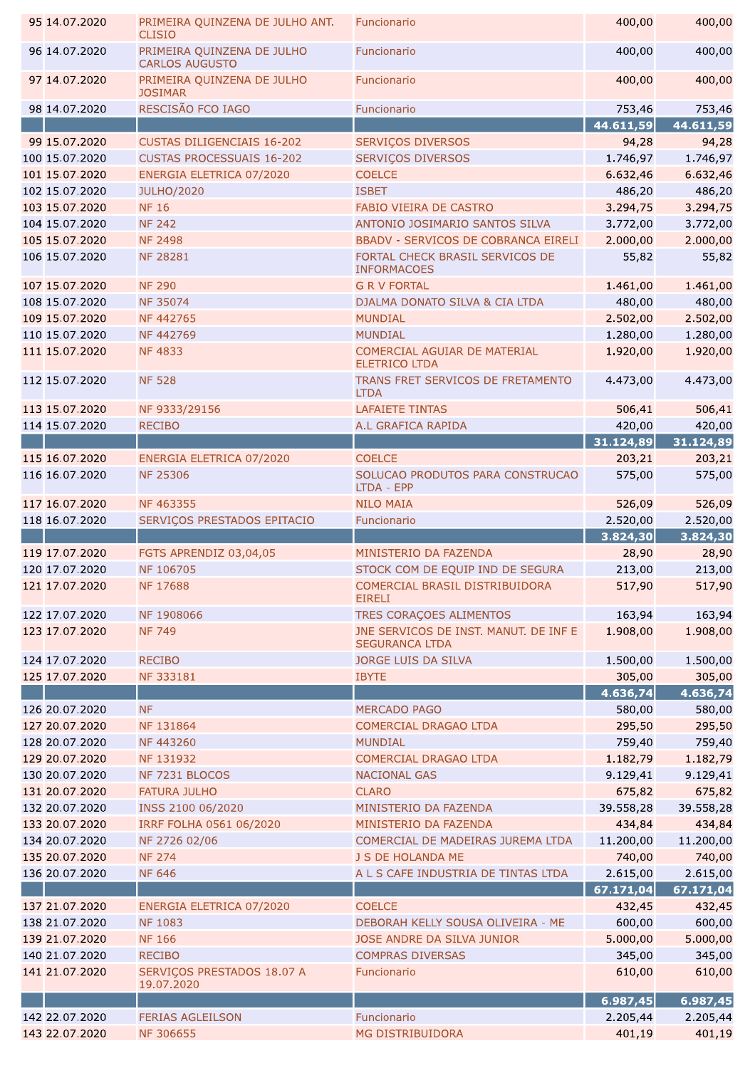| | | | | | |
|---|---|---|---|---|---|
| 95 | 14.07.2020 | PRIMEIRA QUINZENA DE JULHO ANT. CLISIO | Funcionario | 400,00 | 400,00 |
| 96 | 14.07.2020 | PRIMEIRA QUINZENA DE JULHO CARLOS AUGUSTO | Funcionario | 400,00 | 400,00 |
| 97 | 14.07.2020 | PRIMEIRA QUINZENA DE JULHO JOSIMAR | Funcionario | 400,00 | 400,00 |
| 98 | 14.07.2020 | RESCISÃO FCO IAGO | Funcionario | 753,46 | 753,46 |
| | | | | **44.611,59** | **44.611,59** |
| 99 | 15.07.2020 | CUSTAS DILIGENCIAIS 16-202 | SERVIÇOS DIVERSOS | 94,28 | 94,28 |
| 100 | 15.07.2020 | CUSTAS PROCESSUAIS 16-202 | SERVIÇOS DIVERSOS | 1.746,97 | 1.746,97 |
| 101 | 15.07.2020 | ENERGIA ELETRICA 07/2020 | COELCE | 6.632,46 | 6.632,46 |
| 102 | 15.07.2020 | JULHO/2020 | ISBET | 486,20 | 486,20 |
| 103 | 15.07.2020 | NF 16 | FABIO VIEIRA DE CASTRO | 3.294,75 | 3.294,75 |
| 104 | 15.07.2020 | NF 242 | ANTONIO JOSIMARIO SANTOS SILVA | 3.772,00 | 3.772,00 |
| 105 | 15.07.2020 | NF 2498 | BBADV - SERVICOS DE COBRANCA EIRELI | 2.000,00 | 2.000,00 |
| 106 | 15.07.2020 | NF 28281 | FORTAL CHECK BRASIL SERVICOS DE INFORMACOES | 55,82 | 55,82 |
| 107 | 15.07.2020 | NF 290 | G R V FORTAL | 1.461,00 | 1.461,00 |
| 108 | 15.07.2020 | NF 35074 | DJALMA DONATO SILVA & CIA LTDA | 480,00 | 480,00 |
| 109 | 15.07.2020 | NF 442765 | MUNDIAL | 2.502,00 | 2.502,00 |
| 110 | 15.07.2020 | NF 442769 | MUNDIAL | 1.280,00 | 1.280,00 |
| 111 | 15.07.2020 | NF 4833 | COMERCIAL AGUIAR DE MATERIAL ELETRICO LTDA | 1.920,00 | 1.920,00 |
| 112 | 15.07.2020 | NF 528 | TRANS FRET SERVICOS DE FRETAMENTO LTDA | 4.473,00 | 4.473,00 |
| 113 | 15.07.2020 | NF 9333/29156 | LAFAIETE TINTAS | 506,41 | 506,41 |
| 114 | 15.07.2020 | RECIBO | A.L GRAFICA RAPIDA | 420,00 | 420,00 |
| | | | | **31.124,89** | **31.124,89** |
| 115 | 16.07.2020 | ENERGIA ELETRICA 07/2020 | COELCE | 203,21 | 203,21 |
| 116 | 16.07.2020 | NF 25306 | SOLUCAO PRODUTOS PARA CONSTRUCAO LTDA - EPP | 575,00 | 575,00 |
| 117 | 16.07.2020 | NF 463355 | NILO MAIA | 526,09 | 526,09 |
| 118 | 16.07.2020 | SERVIÇOS PRESTADOS EPITACIO | Funcionario | 2.520,00 | 2.520,00 |
| | | | | **3.824,30** | **3.824,30** |
| 119 | 17.07.2020 | FGTS APRENDIZ 03,04,05 | MINISTERIO DA FAZENDA | 28,90 | 28,90 |
| 120 | 17.07.2020 | NF 106705 | STOCK COM DE EQUIP IND DE SEGURA | 213,00 | 213,00 |
| 121 | 17.07.2020 | NF 17688 | COMERCIAL BRASIL DISTRIBUIDORA EIRELI | 517,90 | 517,90 |
| 122 | 17.07.2020 | NF 1908066 | TRES CORAÇOES ALIMENTOS | 163,94 | 163,94 |
| 123 | 17.07.2020 | NF 749 | JNE SERVICOS DE INST. MANUT. DE INF E SEGURANCA LTDA | 1.908,00 | 1.908,00 |
| 124 | 17.07.2020 | RECIBO | JORGE LUIS DA SILVA | 1.500,00 | 1.500,00 |
| 125 | 17.07.2020 | NF 333181 | IBYTE | 305,00 | 305,00 |
| | | | | **4.636,74** | **4.636,74** |
| 126 | 20.07.2020 | NF | MERCADO PAGO | 580,00 | 580,00 |
| 127 | 20.07.2020 | NF 131864 | COMERCIAL DRAGAO LTDA | 295,50 | 295,50 |
| 128 | 20.07.2020 | NF 443260 | MUNDIAL | 759,40 | 759,40 |
| 129 | 20.07.2020 | NF 131932 | COMERCIAL DRAGAO LTDA | 1.182,79 | 1.182,79 |
| 130 | 20.07.2020 | NF 7231 BLOCOS | NACIONAL GAS | 9.129,41 | 9.129,41 |
| 131 | 20.07.2020 | FATURA JULHO | CLARO | 675,82 | 675,82 |
| 132 | 20.07.2020 | INSS 2100 06/2020 | MINISTERIO DA FAZENDA | 39.558,28 | 39.558,28 |
| 133 | 20.07.2020 | IRRF FOLHA 0561 06/2020 | MINISTERIO DA FAZENDA | 434,84 | 434,84 |
| 134 | 20.07.2020 | NF 2726 02/06 | COMERCIAL DE MADEIRAS JUREMA LTDA | 11.200,00 | 11.200,00 |
| 135 | 20.07.2020 | NF 274 | J S DE HOLANDA ME | 740,00 | 740,00 |
| 136 | 20.07.2020 | NF 646 | A L S CAFE INDUSTRIA DE TINTAS LTDA | 2.615,00 | 2.615,00 |
| | | | | **67.171,04** | **67.171,04** |
| 137 | 21.07.2020 | ENERGIA ELETRICA 07/2020 | COELCE | 432,45 | 432,45 |
| 138 | 21.07.2020 | NF 1083 | DEBORAH KELLY SOUSA OLIVEIRA - ME | 600,00 | 600,00 |
| 139 | 21.07.2020 | NF 166 | JOSE ANDRE DA SILVA JUNIOR | 5.000,00 | 5.000,00 |
| 140 | 21.07.2020 | RECIBO | COMPRAS DIVERSAS | 345,00 | 345,00 |
| 141 | 21.07.2020 | SERVIÇOS PRESTADOS 18.07 A 19.07.2020 | Funcionario | 610,00 | 610,00 |
| | | | | **6.987,45** | **6.987,45** |
| 142 | 22.07.2020 | FERIAS AGLEILSON | Funcionario | 2.205,44 | 2.205,44 |
| 143 | 22.07.2020 | NF 306655 | MG DISTRIBUIDORA | 401,19 | 401,19 |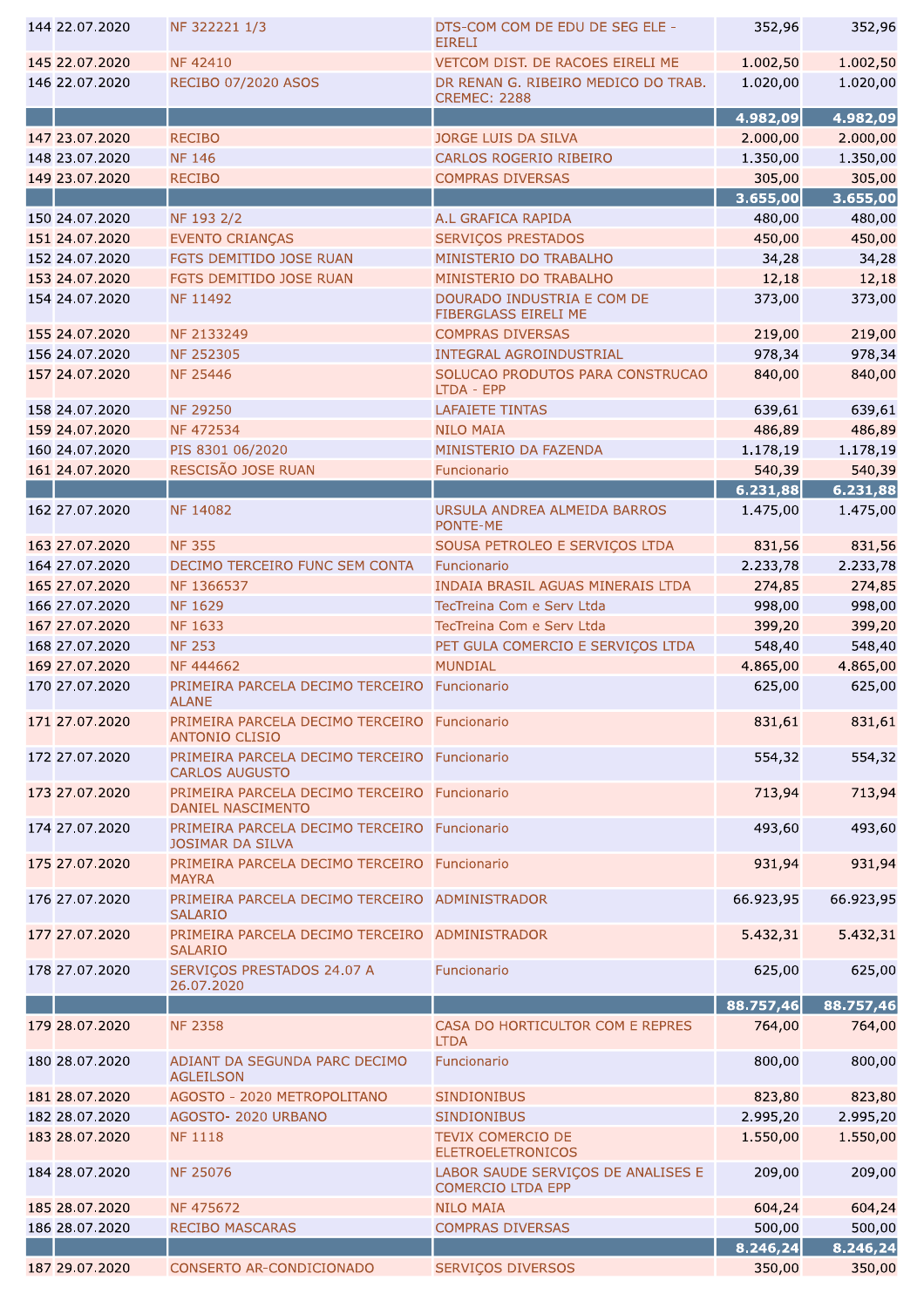| | | | | | |
|---|---|---|---|---|---|
| 144 | 22.07.2020 | NF 322221 1/3 | DTS-COM COM DE EDU DE SEG ELE - EIRELI | 352,96 | 352,96 |
| 145 | 22.07.2020 | NF 42410 | VETCOM DIST. DE RACOES EIRELI ME | 1.002,50 | 1.002,50 |
| 146 | 22.07.2020 | RECIBO 07/2020 ASOS | DR RENAN G. RIBEIRO MEDICO DO TRAB. CREMEC: 2288 | 1.020,00 | 1.020,00 |
| | | | | **4.982,09** | **4.982,09** |
| 147 | 23.07.2020 | RECIBO | JORGE LUIS DA SILVA | 2.000,00 | 2.000,00 |
| 148 | 23.07.2020 | NF 146 | CARLOS ROGERIO RIBEIRO | 1.350,00 | 1.350,00 |
| 149 | 23.07.2020 | RECIBO | COMPRAS DIVERSAS | 305,00 | 305,00 |
| | | | | **3.655,00** | **3.655,00** |
| 150 | 24.07.2020 | NF 193 2/2 | A.L GRAFICA RAPIDA | 480,00 | 480,00 |
| 151 | 24.07.2020 | EVENTO CRIANÇAS | SERVIÇOS PRESTADOS | 450,00 | 450,00 |
| 152 | 24.07.2020 | FGTS DEMITIDO JOSE RUAN | MINISTERIO DO TRABALHO | 34,28 | 34,28 |
| 153 | 24.07.2020 | FGTS DEMITIDO JOSE RUAN | MINISTERIO DO TRABALHO | 12,18 | 12,18 |
| 154 | 24.07.2020 | NF 11492 | DOURADO INDUSTRIA E COM DE FIBERGLASS EIRELI ME | 373,00 | 373,00 |
| 155 | 24.07.2020 | NF 2133249 | COMPRAS DIVERSAS | 219,00 | 219,00 |
| 156 | 24.07.2020 | NF 252305 | INTEGRAL AGROINDUSTRIAL | 978,34 | 978,34 |
| 157 | 24.07.2020 | NF 25446 | SOLUCAO PRODUTOS PARA CONSTRUCAO LTDA - EPP | 840,00 | 840,00 |
| 158 | 24.07.2020 | NF 29250 | LAFAIETE TINTAS | 639,61 | 639,61 |
| 159 | 24.07.2020 | NF 472534 | NILO MAIA | 486,89 | 486,89 |
| 160 | 24.07.2020 | PIS 8301 06/2020 | MINISTERIO DA FAZENDA | 1.178,19 | 1.178,19 |
| 161 | 24.07.2020 | RESCISÃO JOSE RUAN | Funcionario | 540,39 | 540,39 |
| | | | | **6.231,88** | **6.231,88** |
| 162 | 27.07.2020 | NF 14082 | URSULA ANDREA ALMEIDA BARROS PONTE-ME | 1.475,00 | 1.475,00 |
| 163 | 27.07.2020 | NF 355 | SOUSA PETROLEO E SERVIÇOS LTDA | 831,56 | 831,56 |
| 164 | 27.07.2020 | DECIMO TERCEIRO FUNC SEM CONTA | Funcionario | 2.233,78 | 2.233,78 |
| 165 | 27.07.2020 | NF 1366537 | INDAIA BRASIL AGUAS MINERAIS LTDA | 274,85 | 274,85 |
| 166 | 27.07.2020 | NF 1629 | TecTreina Com e Serv Ltda | 998,00 | 998,00 |
| 167 | 27.07.2020 | NF 1633 | TecTreina Com e Serv Ltda | 399,20 | 399,20 |
| 168 | 27.07.2020 | NF 253 | PET GULA COMERCIO E SERVIÇOS LTDA | 548,40 | 548,40 |
| 169 | 27.07.2020 | NF 444662 | MUNDIAL | 4.865,00 | 4.865,00 |
| 170 | 27.07.2020 | PRIMEIRA PARCELA DECIMO TERCEIRO ALANE | Funcionario | 625,00 | 625,00 |
| 171 | 27.07.2020 | PRIMEIRA PARCELA DECIMO TERCEIRO ANTONIO CLISIO | Funcionario | 831,61 | 831,61 |
| 172 | 27.07.2020 | PRIMEIRA PARCELA DECIMO TERCEIRO CARLOS AUGUSTO | Funcionario | 554,32 | 554,32 |
| 173 | 27.07.2020 | PRIMEIRA PARCELA DECIMO TERCEIRO DANIEL NASCIMENTO | Funcionario | 713,94 | 713,94 |
| 174 | 27.07.2020 | PRIMEIRA PARCELA DECIMO TERCEIRO JOSIMAR DA SILVA | Funcionario | 493,60 | 493,60 |
| 175 | 27.07.2020 | PRIMEIRA PARCELA DECIMO TERCEIRO MAYRA | Funcionario | 931,94 | 931,94 |
| 176 | 27.07.2020 | PRIMEIRA PARCELA DECIMO TERCEIRO SALARIO | ADMINISTRADOR | 66.923,95 | 66.923,95 |
| 177 | 27.07.2020 | PRIMEIRA PARCELA DECIMO TERCEIRO SALARIO | ADMINISTRADOR | 5.432,31 | 5.432,31 |
| 178 | 27.07.2020 | SERVIÇOS PRESTADOS 24.07 A 26.07.2020 | Funcionario | 625,00 | 625,00 |
| | | | | **88.757,46** | **88.757,46** |
| 179 | 28.07.2020 | NF 2358 | CASA DO HORTICULTOR COM E REPRES LTDA | 764,00 | 764,00 |
| 180 | 28.07.2020 | ADIANT DA SEGUNDA PARC DECIMO AGLEILSON | Funcionario | 800,00 | 800,00 |
| 181 | 28.07.2020 | AGOSTO - 2020 METROPOLITANO | SINDIONIBUS | 823,80 | 823,80 |
| 182 | 28.07.2020 | AGOSTO- 2020 URBANO | SINDIONIBUS | 2.995,20 | 2.995,20 |
| 183 | 28.07.2020 | NF 1118 | TEVIX COMERCIO DE ELETROELETRONICOS | 1.550,00 | 1.550,00 |
| 184 | 28.07.2020 | NF 25076 | LABOR SAUDE SERVIÇOS DE ANALISES E COMERCIO LTDA EPP | 209,00 | 209,00 |
| 185 | 28.07.2020 | NF 475672 | NILO MAIA | 604,24 | 604,24 |
| 186 | 28.07.2020 | RECIBO MASCARAS | COMPRAS DIVERSAS | 500,00 | 500,00 |
| | | | | **8.246,24** | **8.246,24** |
| 187 | 29.07.2020 | CONSERTO AR-CONDICIONADO | SERVIÇOS DIVERSOS | 350,00 | 350,00 |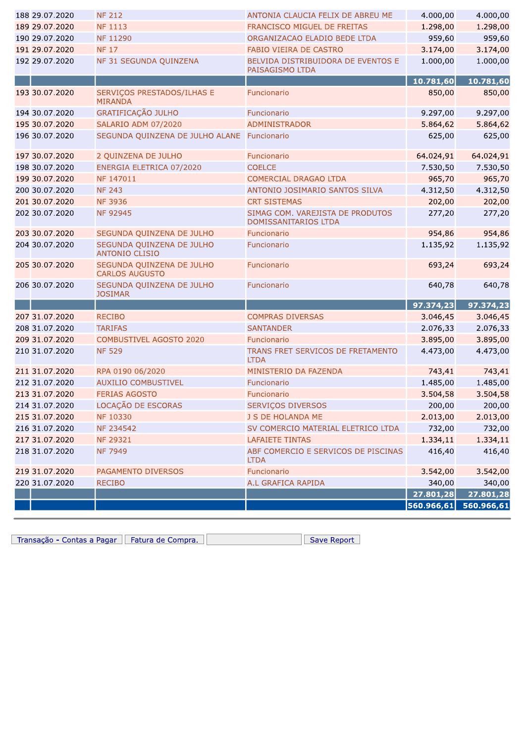| | | | | | |
|---|---|---|---|---|---|
| 188 | 29.07.2020 | NF 212 | ANTONIA CLAUCIA FELIX DE ABREU ME | 4.000,00 | 4.000,00 |
| 189 | 29.07.2020 | NF 1113 | FRANCISCO MIGUEL DE FREITAS | 1.298,00 | 1.298,00 |
| 190 | 29.07.2020 | NF 11290 | ORGANIZACAO ELADIO BEDE LTDA | 959,60 | 959,60 |
| 191 | 29.07.2020 | NF 17 | FABIO VIEIRA DE CASTRO | 3.174,00 | 3.174,00 |
| 192 | 29.07.2020 | NF 31 SEGUNDA QUINZENA | BELVIDA DISTRIBUIDORA DE EVENTOS E PAISAGISMO LTDA | 1.000,00 | 1.000,00 |
| | | | | **10.781,60** | **10.781,60** |
| 193 | 30.07.2020 | SERVIÇOS PRESTADOS/ILHAS E MIRANDA | Funcionario | 850,00 | 850,00 |
| 194 | 30.07.2020 | GRATIFICAÇÃO JULHO | Funcionario | 9.297,00 | 9.297,00 |
| 195 | 30.07.2020 | SALARIO ADM 07/2020 | ADMINISTRADOR | 5.864,62 | 5.864,62 |
| 196 | 30.07.2020 | SEGUNDA QUINZENA DE JULHO ALANE | Funcionario | 625,00 | 625,00 |
| 197 | 30.07.2020 | 2 QUINZENA DE JULHO | Funcionario | 64.024,91 | 64.024,91 |
| 198 | 30.07.2020 | ENERGIA ELETRICA 07/2020 | COELCE | 7.530,50 | 7.530,50 |
| 199 | 30.07.2020 | NF 147011 | COMERCIAL DRAGAO LTDA | 965,70 | 965,70 |
| 200 | 30.07.2020 | NF 243 | ANTONIO JOSIMARIO SANTOS SILVA | 4.312,50 | 4.312,50 |
| 201 | 30.07.2020 | NF 3936 | CRT SISTEMAS | 202,00 | 202,00 |
| 202 | 30.07.2020 | NF 92945 | SIMAG COM. VAREJISTA DE PRODUTOS DOMISSANITARIOS LTDA | 277,20 | 277,20 |
| 203 | 30.07.2020 | SEGUNDA QUINZENA DE JULHO | Funcionario | 954,86 | 954,86 |
| 204 | 30.07.2020 | SEGUNDA QUINZENA DE JULHO ANTONIO CLISIO | Funcionario | 1.135,92 | 1.135,92 |
| 205 | 30.07.2020 | SEGUNDA QUINZENA DE JULHO CARLOS AUGUSTO | Funcionario | 693,24 | 693,24 |
| 206 | 30.07.2020 | SEGUNDA QUINZENA DE JULHO JOSIMAR | Funcionario | 640,78 | 640,78 |
| | | | | **97.374,23** | **97.374,23** |
| 207 | 31.07.2020 | RECIBO | COMPRAS DIVERSAS | 3.046,45 | 3.046,45 |
| 208 | 31.07.2020 | TARIFAS | SANTANDER | 2.076,33 | 2.076,33 |
| 209 | 31.07.2020 | COMBUSTIVEL AGOSTO 2020 | Funcionario | 3.895,00 | 3.895,00 |
| 210 | 31.07.2020 | NF 529 | TRANS FRET SERVICOS DE FRETAMENTO LTDA | 4.473,00 | 4.473,00 |
| 211 | 31.07.2020 | RPA 0190 06/2020 | MINISTERIO DA FAZENDA | 743,41 | 743,41 |
| 212 | 31.07.2020 | AUXILIO COMBUSTIVEL | Funcionario | 1.485,00 | 1.485,00 |
| 213 | 31.07.2020 | FERIAS AGOSTO | Funcionario | 3.504,58 | 3.504,58 |
| 214 | 31.07.2020 | LOCAÇÃO DE ESCORAS | SERVIÇOS DIVERSOS | 200,00 | 200,00 |
| 215 | 31.07.2020 | NF 10330 | J S DE HOLANDA ME | 2.013,00 | 2.013,00 |
| 216 | 31.07.2020 | NF 234542 | SV COMERCIO MATERIAL ELETRICO LTDA | 732,00 | 732,00 |
| 217 | 31.07.2020 | NF 29321 | LAFAIETE TINTAS | 1.334,11 | 1.334,11 |
| 218 | 31.07.2020 | NF 7949 | ABF COMERCIO E SERVICOS DE PISCINAS LTDA | 416,40 | 416,40 |
| 219 | 31.07.2020 | PAGAMENTO DIVERSOS | Funcionario | 3.542,00 | 3.542,00 |
| 220 | 31.07.2020 | RECIBO | A.L GRAFICA RAPIDA | 340,00 | 340,00 |
| | | | | **27.801,28** | **27.801,28** |
| | | | | **560.966,61** | **560.966,61** |

Transação - Contas a Pagar | Fatura de Compra. | Save Report